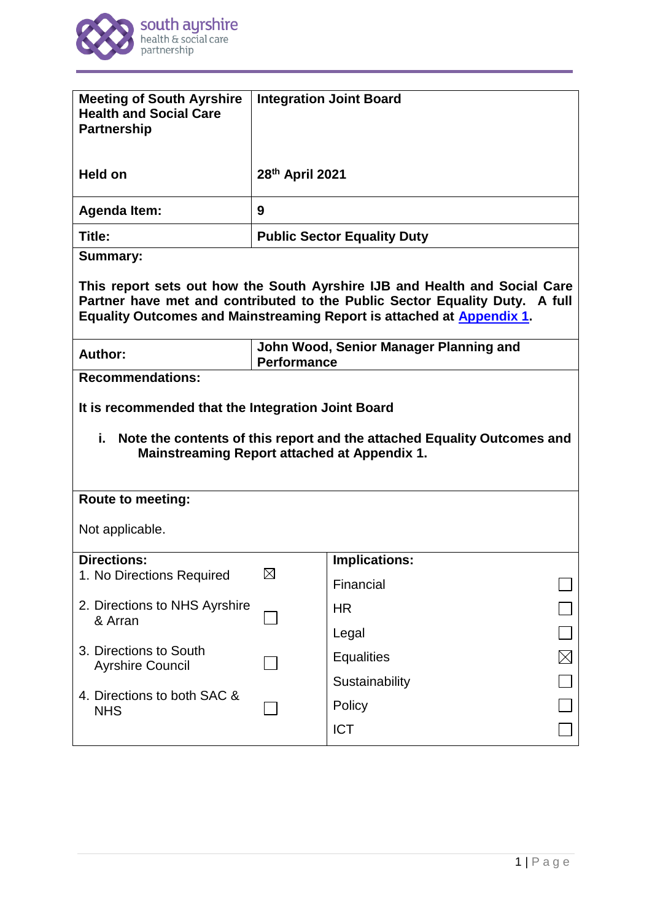south ayrshire
health & social care
partnership

| Meeting of South Ayrshire Health and Social Care Partnership | Integration Joint Board |
|---|---|
| **Held on** | **28th April 2021** |
| **Agenda Item:** | **9** |
| **Title:** | **Public Sector Equality Duty** |

**Summary:**

**This report sets out how the South Ayrshire IJB and Health and Social Care Partner have met and contributed to the Public Sector Equality Duty. A full Equality Outcomes and Mainstreaming Report is attached at Appendix 1.**

| **Author:** | **John Wood, Senior Manager Planning and Performance** |
|---|---|

**Recommendations:**

**It is recommended that the Integration Joint Board**

**i. Note the contents of this report and the attached Equality Outcomes and Mainstreaming Report attached at Appendix 1.**

**Route to meeting:**

Not applicable.

| **Directions:** | | **Implications:** | |
|---|---|---|---|
| 1. No Directions Required | ☒ | Financial | ☐ |
| 2. Directions to NHS Ayrshire & Arran | ☐ | HR | ☐ |
| | | Legal | ☐ |
| 3. Directions to South Ayrshire Council | ☐ | Equalities | ☒ |
| | | Sustainability | ☐ |
| 4. Directions to both SAC & NHS | ☐ | Policy | ☐ |
| | | ICT | ☐ |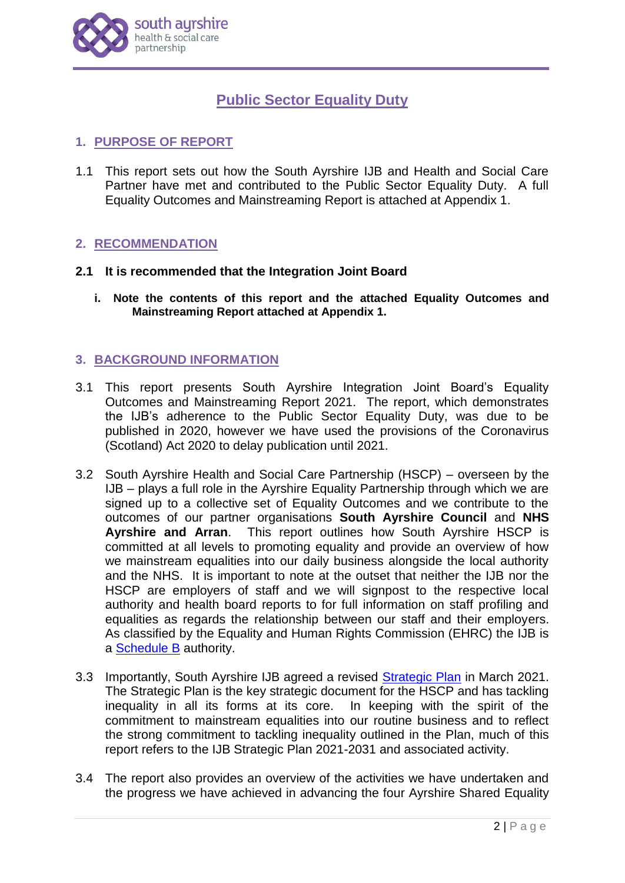# Public Sector Equality Duty

## 1. PURPOSE OF REPORT

1.1 This report sets out how the South Ayrshire IJB and Health and Social Care Partner have met and contributed to the Public Sector Equality Duty. A full Equality Outcomes and Mainstreaming Report is attached at Appendix 1.

## 2. RECOMMENDATION

**2.1 It is recommended that the Integration Joint Board**

**i. Note the contents of this report and the attached Equality Outcomes and Mainstreaming Report attached at Appendix 1.**

## 3. BACKGROUND INFORMATION

3.1 This report presents South Ayrshire Integration Joint Board's Equality Outcomes and Mainstreaming Report 2021. The report, which demonstrates the IJB's adherence to the Public Sector Equality Duty, was due to be published in 2020, however we have used the provisions of the Coronavirus (Scotland) Act 2020 to delay publication until 2021.

3.2 South Ayrshire Health and Social Care Partnership (HSCP) – overseen by the IJB – plays a full role in the Ayrshire Equality Partnership through which we are signed up to a collective set of Equality Outcomes and we contribute to the outcomes of our partner organisations **South Ayrshire Council** and **NHS Ayrshire and Arran**. This report outlines how South Ayrshire HSCP is committed at all levels to promoting equality and provide an overview of how we mainstream equalities into our daily business alongside the local authority and the NHS. It is important to note at the outset that neither the IJB nor the HSCP are employers of staff and we will signpost to the respective local authority and health board reports to for full information on staff profiling and equalities as regards the relationship between our staff and their employers. As classified by the Equality and Human Rights Commission (EHRC) the IJB is a Schedule B authority.

3.3 Importantly, South Ayrshire IJB agreed a revised Strategic Plan in March 2021. The Strategic Plan is the key strategic document for the HSCP and has tackling inequality in all its forms at its core. In keeping with the spirit of the commitment to mainstream equalities into our routine business and to reflect the strong commitment to tackling inequality outlined in the Plan, much of this report refers to the IJB Strategic Plan 2021-2031 and associated activity.

3.4 The report also provides an overview of the activities we have undertaken and the progress we have achieved in advancing the four Ayrshire Shared Equality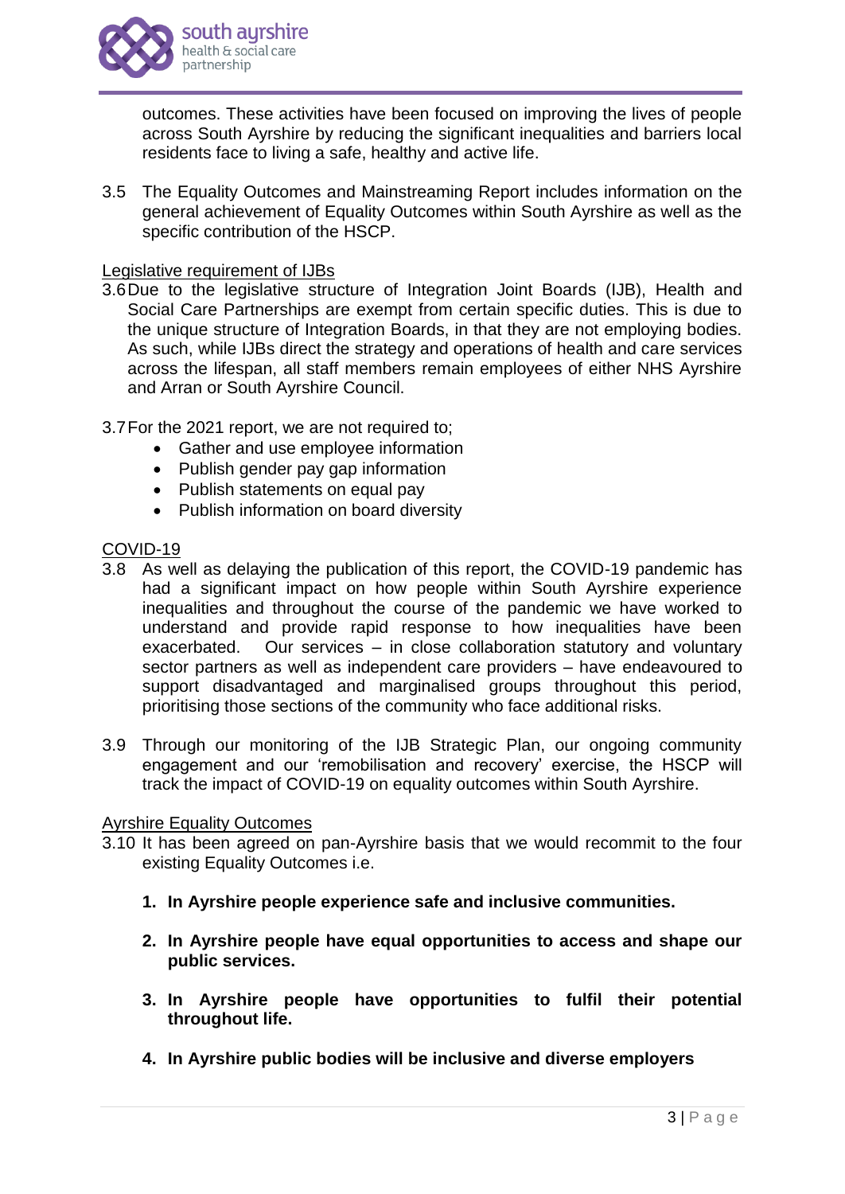outcomes. These activities have been focused on improving the lives of people across South Ayrshire by reducing the significant inequalities and barriers local residents face to living a safe, healthy and active life.

3.5 The Equality Outcomes and Mainstreaming Report includes information on the general achievement of Equality Outcomes within South Ayrshire as well as the specific contribution of the HSCP.

<u>Legislative requirement of IJBs</u>

3.6 Due to the legislative structure of Integration Joint Boards (IJB), Health and Social Care Partnerships are exempt from certain specific duties. This is due to the unique structure of Integration Boards, in that they are not employing bodies. As such, while IJBs direct the strategy and operations of health and care services across the lifespan, all staff members remain employees of either NHS Ayrshire and Arran or South Ayrshire Council.

3.7 For the 2021 report, we are not required to;

- Gather and use employee information
- Publish gender pay gap information
- Publish statements on equal pay
- Publish information on board diversity

<u>COVID-19</u>

3.8 As well as delaying the publication of this report, the COVID-19 pandemic has had a significant impact on how people within South Ayrshire experience inequalities and throughout the course of the pandemic we have worked to understand and provide rapid response to how inequalities have been exacerbated. Our services – in close collaboration statutory and voluntary sector partners as well as independent care providers – have endeavoured to support disadvantaged and marginalised groups throughout this period, prioritising those sections of the community who face additional risks.

3.9 Through our monitoring of the IJB Strategic Plan, our ongoing community engagement and our 'remobilisation and recovery' exercise, the HSCP will track the impact of COVID-19 on equality outcomes within South Ayrshire.

<u>Ayrshire Equality Outcomes</u>

3.10 It has been agreed on pan-Ayrshire basis that we would recommit to the four existing Equality Outcomes i.e.

1. **In Ayrshire people experience safe and inclusive communities.**
2. **In Ayrshire people have equal opportunities to access and shape our public services.**
3. **In Ayrshire people have opportunities to fulfil their potential throughout life.**
4. **In Ayrshire public bodies will be inclusive and diverse employers**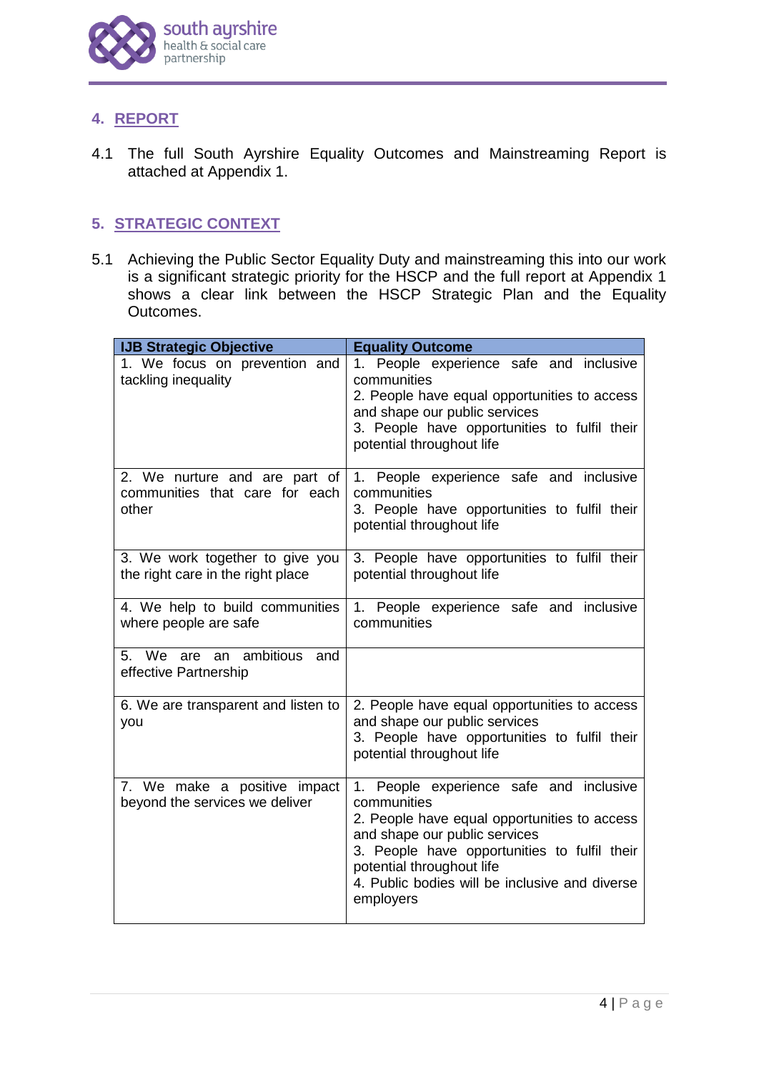## 4. REPORT

4.1 The full South Ayrshire Equality Outcomes and Mainstreaming Report is attached at Appendix 1.

## 5. STRATEGIC CONTEXT

5.1 Achieving the Public Sector Equality Duty and mainstreaming this into our work is a significant strategic priority for the HSCP and the full report at Appendix 1 shows a clear link between the HSCP Strategic Plan and the Equality Outcomes.

| IJB Strategic Objective | Equality Outcome |
|---|---|
| 1. We focus on prevention and tackling inequality | 1. People experience safe and inclusive communities<br>2. People have equal opportunities to access and shape our public services<br>3. People have opportunities to fulfil their potential throughout life |
| 2. We nurture and are part of communities that care for each other | 1. People experience safe and inclusive communities<br>3. People have opportunities to fulfil their potential throughout life |
| 3. We work together to give you the right care in the right place | 3. People have opportunities to fulfil their potential throughout life |
| 4. We help to build communities where people are safe | 1. People experience safe and inclusive communities |
| 5. We are an ambitious and effective Partnership | |
| 6. We are transparent and listen to you | 2. People have equal opportunities to access and shape our public services<br>3. People have opportunities to fulfil their potential throughout life |
| 7. We make a positive impact beyond the services we deliver | 1. People experience safe and inclusive communities<br>2. People have equal opportunities to access and shape our public services<br>3. People have opportunities to fulfil their potential throughout life<br>4. Public bodies will be inclusive and diverse employers |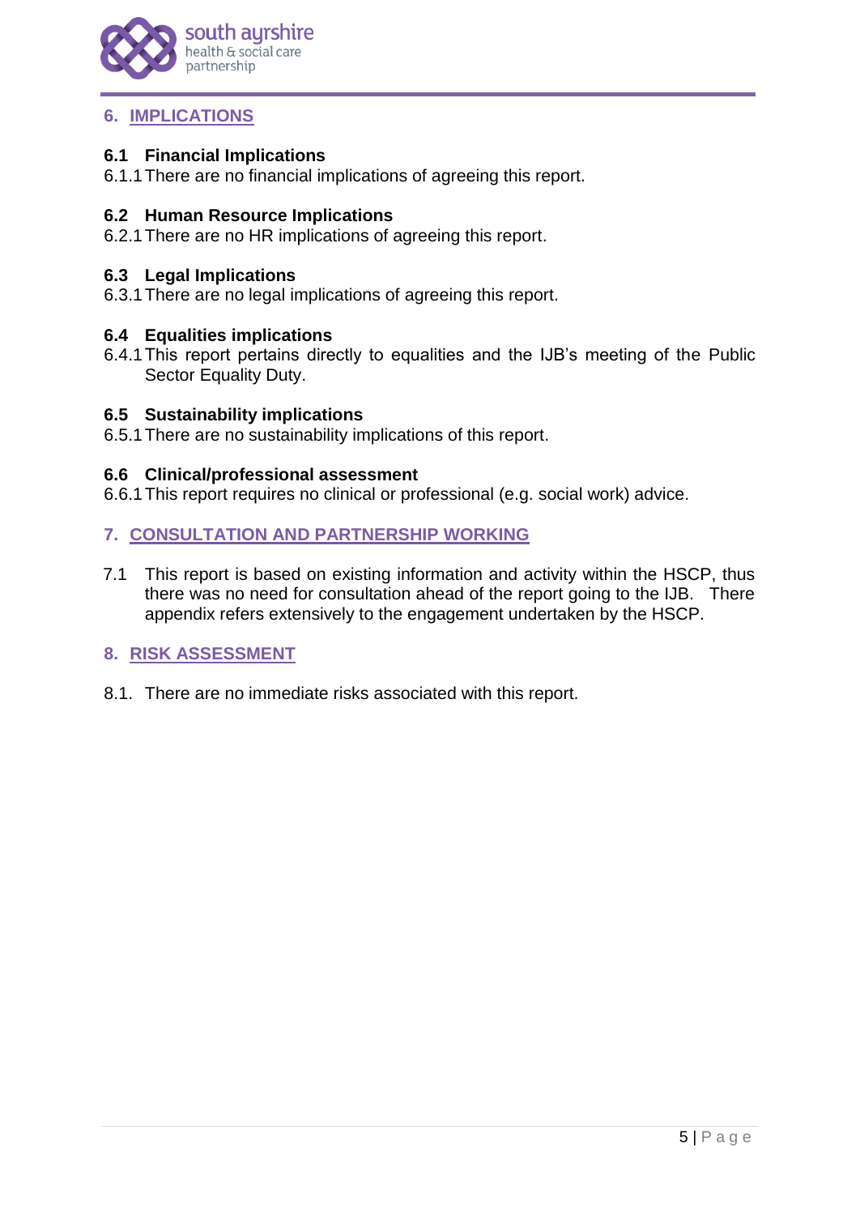## 6. IMPLICATIONS

### 6.1 Financial Implications

6.1.1 There are no financial implications of agreeing this report.

### 6.2 Human Resource Implications

6.2.1 There are no HR implications of agreeing this report.

### 6.3 Legal Implications

6.3.1 There are no legal implications of agreeing this report.

### 6.4 Equalities implications

6.4.1 This report pertains directly to equalities and the IJB's meeting of the Public Sector Equality Duty.

### 6.5 Sustainability implications

6.5.1 There are no sustainability implications of this report.

### 6.6 Clinical/professional assessment

6.6.1 This report requires no clinical or professional (e.g. social work) advice.

## 7. CONSULTATION AND PARTNERSHIP WORKING

7.1 This report is based on existing information and activity within the HSCP, thus there was no need for consultation ahead of the report going to the IJB. There appendix refers extensively to the engagement undertaken by the HSCP.

## 8. RISK ASSESSMENT

8.1. There are no immediate risks associated with this report.